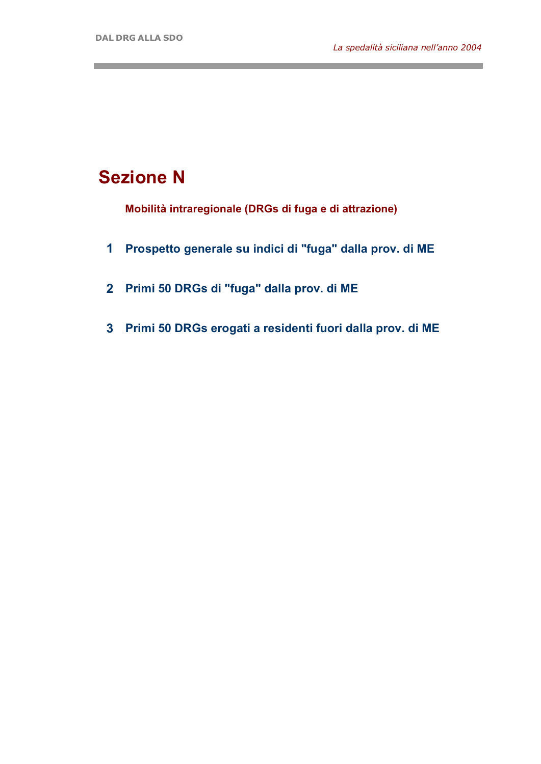# Sezione N

## Mobilità intraregionale (DRGs di fuga e di attrazione)

1. Prospetto generale su indici di "fuga" dalla prov. di ME

2. Primi 50 DRGs di "fuga" dalla prov. di ME

3. Primi 50 DRGs erogati a residenti fuori dalla prov. di ME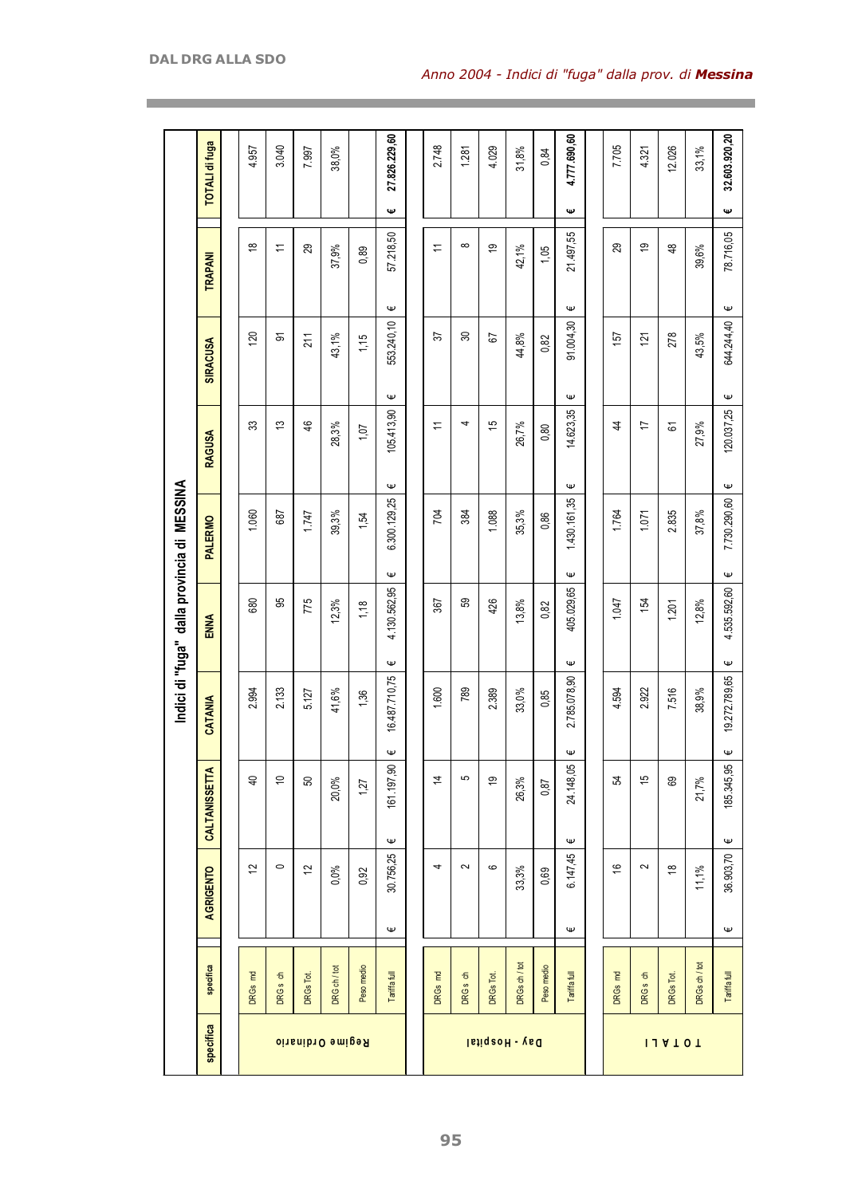*Anno 2004 - Indici di "fuga" dalla prov. di **Messina***

**Indici di "fuga" dalla provincia di MESSINA**

| specifica | specifica | AGRIGENTO | CALTANISSETTA | CATANIA | ENNA | PALERMO | RAGUSA | SIRACUSA | TRAPANI | TOTALI di fuga |
|---|---|---|---|---|---|---|---|---|---|---|
| Regime Ordinario | DRGs md | 12 | 40 | 2.994 | 680 | 1.060 | 33 | 120 | 18 | 4.957 |
| | DRGs ch | 0 | 10 | 2.133 | 95 | 687 | 13 | 91 | 11 | 3.040 |
| | DRGs Tot. | 12 | 50 | 5.127 | 775 | 1.747 | 46 | 211 | 29 | 7.997 |
| | DRG ch / tot | 0,0% | 20,0% | 41,6% | 12,3% | 39,3% | 28,3% | 43,1% | 37,9% | 38,0% |
| | Peso medio | 0,92 | 1,27 | 1,36 | 1,18 | 1,54 | 1,07 | 1,15 | 0,89 | |
| | Tariffa full | € 30.756,25 | € 161.197,90 | € 16.487.710,75 | € 4.130.562,95 | € 6.300.129,25 | € 105.413,90 | € 553.240,10 | € 57.218,50 | € 27.826.229,60 |
| Day - Hospital | DRGs md | 4 | 14 | 1.600 | 367 | 704 | 11 | 37 | 11 | 2.748 |
| | DRGs ch | 2 | 5 | 789 | 59 | 384 | 4 | 30 | 8 | 1.281 |
| | DRGs Tot. | 6 | 19 | 2.389 | 426 | 1.088 | 15 | 67 | 19 | 4.029 |
| | DRGs ch / tot | 33,3% | 26,3% | 33,0% | 13,8% | 35,3% | 26,7% | 44,8% | 42,1% | 31,8% |
| | Peso medio | 0,69 | 0,87 | 0,85 | 0,82 | 0,86 | 0,80 | 0,82 | 1,05 | 0,84 |
| | Tariffa full | € 6.147,45 | € 24.148,05 | € 2.785.078,90 | € 405.029,65 | € 1.430.161,35 | € 14.623,35 | € 91.004,30 | € 21.497,55 | € 4.777.690,60 |
| TOTALI | DRGs md | 16 | 54 | 4.594 | 1.047 | 1.764 | 44 | 157 | 29 | 7.705 |
| | DRGs ch | 2 | 15 | 2.922 | 154 | 1.071 | 17 | 121 | 19 | 4.321 |
| | DRGs Tot. | 18 | 69 | 7.516 | 1.201 | 2.835 | 61 | 278 | 48 | 12.026 |
| | DRGs ch / tot | 11,1% | 21,7% | 38,9% | 12,8% | 37,8% | 27,9% | 43,5% | 39,6% | 33,1% |
| | Tariffa full | € 36.903,70 | € 185.345,95 | € 19.272.789,65 | € 4.535.592,60 | € 7.730.290,60 | € 120.037,25 | € 644.244,40 | € 78.716,05 | € 32.603.920,20 |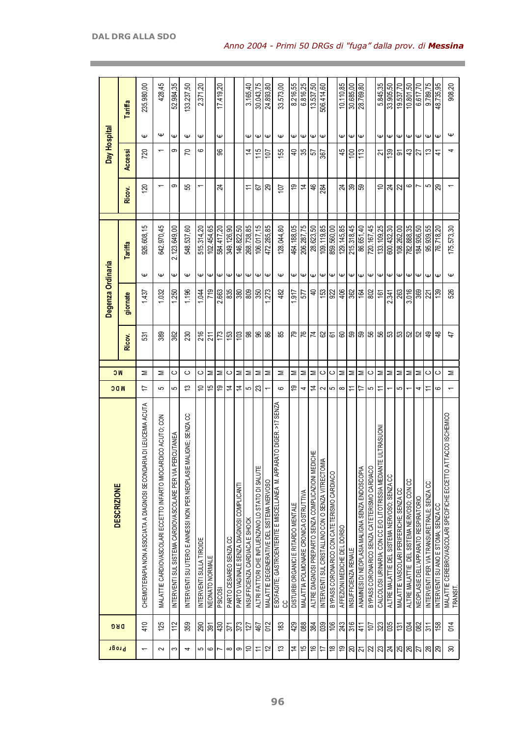*Anno 2004 - Primi 50 DRGs di "fuga" dalla prov. di **Messina***

| Progr | DRG | DESCRIZIONE | MDC | M C | Degenza Ordinaria | | | Day Hospital | | |
|---|---|---|---|---|---|---|---|---|---|---|
| | | | | | Ricov. | giornate | Tariffa | Ricov. | Accessi | Tariffa |
| 1 | 410 | CHEMIOTERAPIA NON ASSOCIATA A DIAGNOSI SECONDARIA DI LEUCEMIA ACUTA | 17 | M | 531 | 1.437 | € 926.608,15 | 120 | 720 | € 235.980,00 |
| 2 | 125 | MALATTIE CARDIOVASCOLARI ECCETTO INFARTO MIOCARDICO ACUTO; CON | 5 | M | 389 | 1.032 | € 642.970,45 | 1 | 1 | € 428,45 |
| 3 | 112 | INTERVENTI SUL SISTEMA CARDIOVASCOLARE PER VIA PERCUTANEA | 5 | C | 362 | 1.250 | € 2.123.649,00 | 9 | 9 | € 52.984,35 |
| 4 | 359 | INTERVENTI SU UTERO E ANNESSI NON PER NEOPLASIE MALIGNE; SENZA CC | 13 | C | 230 | 1.196 | € 548.537,60 | 55 | 70 | € 133.237,50 |
| 5 | 290 | INTERVENTI SULLA TIROIDE | 10 | C | 216 | 1.044 | € 515.314,20 | 1 | 6 | € 2.371,20 |
| 6 | 391 | NEONATO NORMALE | 15 | M | 211 | 719 | € 102.454,65 | | | |
| 7 | 430 | PSICOSI | 19 | M | 173 | 2.663 | € 584.417,20 | 24 | 96 | € 17.419,20 |
| 8 | 371 | PARTO CESAREO SENZA CC | 14 | C | 153 | 835 | € 349.126,90 | | | |
| 9 | 373 | PARTO VAGINALE SENZA DIAGNOSI COMPLICANTI | 14 | M | 103 | 380 | € 146.822,50 | | | |
| 10 | 127 | INSUFFICIENZA CARDIACA E SHOCK | 5 | M | 98 | 809 | € 268.738,85 | 11 | 14 | € 3.165,40 |
| 11 | 467 | ALTRI FATTORI CHE INFLUENZANO LO STATO DI SALUTE | 23 | M | 96 | 350 | € 106.017,15 | 67 | 115 | € 30.043,75 |
| 12 | 012 | MALATTIE DEGENERATIVE DEL SISTEMA NERVOSO | 1 | M | 86 | 1.273 | € 472.285,85 | 29 | 107 | € 24.893,80 |
| 13 | 183 | ESOFAGITE; GASTROENTERITE E MISCELLANEA M. APPARATO DIGER. >17 SENZA CC | 6 | M | 85 | 482 | € 128.044,80 | 107 | 155 | € 33.573,00 |
| 14 | 429 | DISTURBI ORGANICI E RITARDO MENTALE | 19 | M | 79 | 1.917 | € 464.188,05 | 19 | 40 | € 8.216,55 |
| 15 | 088 | MALATTIA POLMONARE CRONICA OSTRUTTIVA | 4 | M | 76 | 577 | € 206.287,75 | 14 | 35 | € 6.816,25 |
| 16 | 384 | ALTRE DIAGNOSI PREPARTO SENZA COMPLICAZIONI MEDICHE | 14 | M | 74 | 40 | € 28.623,50 | 46 | 57 | € 13.537,50 |
| 17 | 039 | INTERVENTI SUL CRISTALLINO CON O SENZA VITRECTOMIA | 2 | C | 62 | 153 | € 109.119,85 | 284 | 367 | € 506.414,60 |
| 18 | 106 | BYPASS CORONARICO CON CATETERISMO CARDIACO | 5 | C | 61 | 922 | € 859.560,00 | | | |
| 19 | 243 | AFFEZIONI MEDICHE DEL DORSO | 8 | M | 60 | 406 | € 129.145,85 | 24 | 45 | € 10.110,85 |
| 20 | 316 | INSUFFICIENZA RENALE | 11 | M | 59 | 362 | € 215.318,45 | 39 | 100 | € 30.685,00 |
| 21 | 411 | ANAMNESI DI NEOPLASIA MALIGNA SENZA ENDOSCOPIA | 17 | M | 59 | 164 | € 86.651,40 | 59 | 113 | € 28.769,80 |
| 22 | 107 | BYPASS CORONARICO SENZA CATETERISMO CARDIACO | 5 | C | 56 | 802 | € 720.167,45 | | | |
| 23 | 323 | CALCOLOSI URINARIA; CON CC E/O LITOTRISSIA MEDIANTE ULTRASUONI | 11 | M | 56 | 161 | € 133.109,25 | 10 | 21 | € 5.845,35 |
| 24 | 035 | ALTRE MALATTIE DEL SISTEMA NERVOSO; SENZA CC | 1 | M | 53 | 2.341 | € 600.432,30 | 24 | 139 | € 33.905,50 |
| 25 | 131 | MALATTIE VASCOLARI PERIFERICHE; SENZA CC | 5 | M | 53 | 263 | € 108.262,00 | 22 | 91 | € 19.537,70 |
| 26 | 034 | ALTRE MALATTIE DEL SISTEMA NERVOSO; CON CC | 1 | M | 52 | 3.016 | € 782.888,35 | 6 | 43 | € 10.801,50 |
| 27 | 082 | NEOPLASIE DELL'APPARATO RESPIRATORIO | 4 | M | 52 | 369 | € 184.936,50 | 7 | 27 | € 6.617,70 |
| 28 | 311 | INTERVENTI PER VIA TRANSURETRALE; SENZA CC | 11 | C | 49 | 221 | € 95.939,55 | 5 | 13 | € 9.789,75 |
| 29 | 158 | INTERVENTI SU ANO E STOMA; SENZA CC | 6 | C | 48 | 139 | € 76.718,20 | 29 | 41 | € 48.735,95 |
| 30 | 014 | MALATTIE CEREBROVASCOLARI SPECIFICHE ECCETTO ATTACCO ISCHEMICO TRANSIT. | 1 | M | 47 | 526 | € 175.573,30 | 1 | 4 | € 908,20 |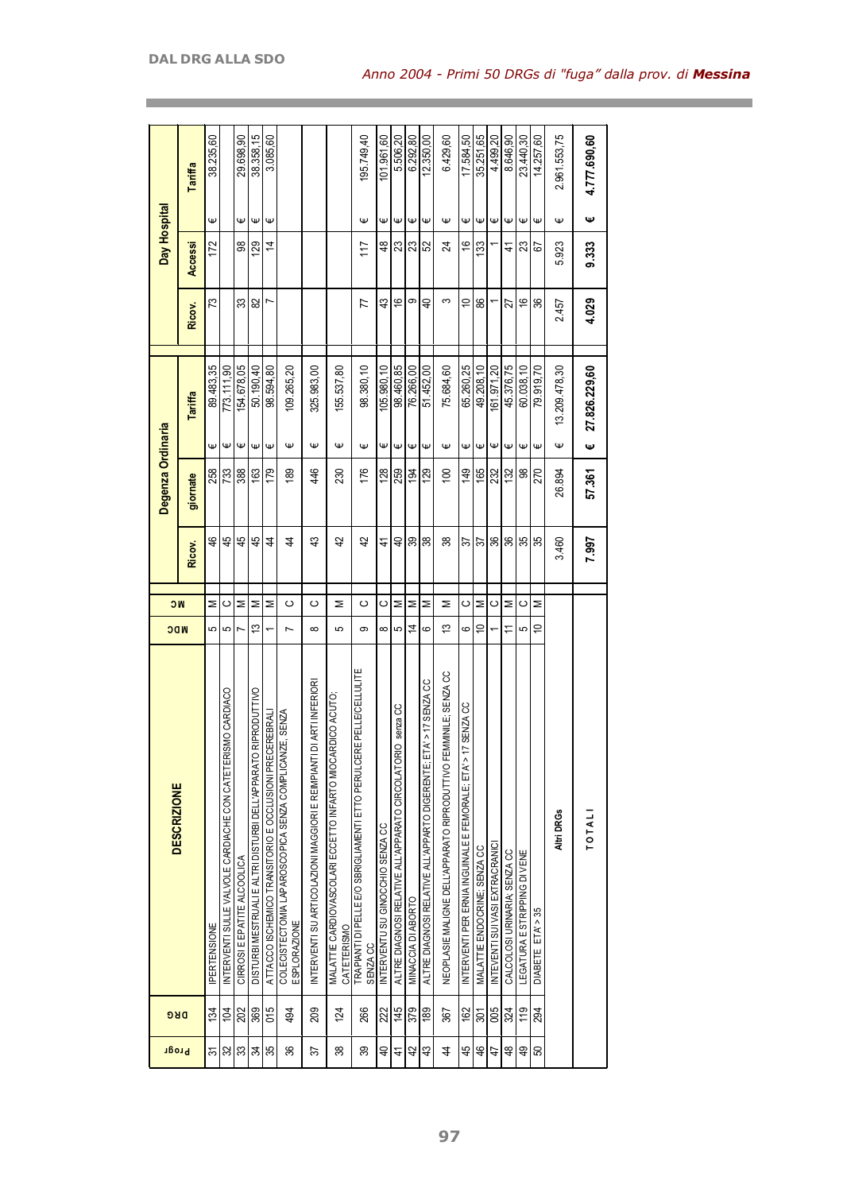## Anno 2004 - Primi 50 DRGs di "fuga" dalla prov. di **Messina**

| Progr | DRG | DESCRIZIONE | MDC | MC | Degenza Ordinaria | | | Day Hospital | | |
|---|---|---|---|---|---|---|---|---|---|---|
| | | | | | Ricov. | giornate | Tariffa | Ricov. | Accessi | Tariffa |
| 31 | 134 | IPERTENSIONE | 5 | M | 46 | 258 | € 89.483,35 | 73 | 172 | € 38.235,60 |
| 32 | 104 | INTERVENTI SULLE VALVOLE CARDIACHE CON CATETERISMO CARDIACO | 5 | C | 45 | 733 | € 773.111,90 | | | |
| 33 | 202 | CIRROSI E EPATITE ALCOOLICA | 7 | M | 45 | 388 | € 154.678,05 | 33 | 98 | € 29.698,90 |
| 34 | 369 | DISTURBI MESTRUALI E ALTRI DISTURBI DELL'APPARATO RIPRODUTTIVO | 13 | M | 45 | 163 | € 50.190,40 | 82 | 129 | € 38.358,15 |
| 35 | 015 | ATTACCO ISCHEMICO TRANSITORIO E OCCLUSIONI PRECEREBRALI | 1 | M | 44 | 179 | € 98.594,80 | 7 | 14 | € 3.085,60 |
| 36 | 494 | COLECISTECTOMIA LAPAROSCOPICA SENZA COMPLICANZE, SENZA ESPLORAZIONE | 7 | C | 44 | 189 | € 109.265,20 | | | |
| 37 | 209 | INTERVENTI SU ARTICOLAZIONI MAGGIORI E REIMPIANTI DI ARTI INFERIORI | 8 | C | 43 | 446 | € 325.983,00 | | | |
| 38 | 124 | MALATTIE CARDIOVASCOLARI ECCETTO INFARTO MIOCARDICO ACUTO; CATETERISMO | 5 | M | 42 | 230 | € 155.537,80 | | | |
| 39 | 266 | TRAPIANTI DI PELLE E/O SBRIGLIAMENTI ETTO PER ULCERE PELLE/CELLULITE SENZA CC | 9 | C | 42 | 176 | € 98.380,10 | 77 | 117 | € 195.749,40 |
| 40 | 222 | INTERVENTI SU GINOCCHIO SENZA CC | 8 | C | 41 | 128 | € 105.980,10 | 43 | 48 | € 101.961,60 |
| 41 | 145 | ALTRE DIAGNOSI RELATIVE ALL'APPARATO CIRCOLATORIO senza CC | 5 | M | 40 | 259 | € 98.460,85 | 16 | 23 | € 5.506,20 |
| 42 | 379 | MINACCIA DI ABORTO | 14 | M | 39 | 194 | € 76.266,00 | 9 | 23 | € 6.292,80 |
| 43 | 189 | ALTRE DIAGNOSI RELATIVE ALL'APPARTO DIGERENTE; ETA' > 17 SENZA CC | 6 | M | 38 | 129 | € 51.452,00 | 40 | 52 | € 12.350,00 |
| 44 | 367 | NEOPLASIE MALIGNE DELL'APPARATO RIPRODUTTIVO FEMMINILE; SENZA CC | 13 | M | 38 | 100 | € 75.684,60 | 3 | 24 | € 6.429,60 |
| 45 | 162 | INTERVENTI PER ERNIA INGUINALE E FEMORALE; ETA' > 17 SENZA CC | 6 | C | 37 | 149 | € 65.260,25 | 10 | 16 | € 17.584,50 |
| 46 | 301 | MALATTIE ENDOCRINE; SENZA CC | 10 | M | 37 | 165 | € 49.208,10 | 86 | 133 | € 35.251,65 |
| 47 | 005 | INTEVENTI SUI VASI EXTRACRANICI | 1 | C | 36 | 232 | € 161.971,20 | 1 | 1 | € 4.499,20 |
| 48 | 324 | CALCOLOSI URINARIA; SENZA CC | 11 | M | 36 | 132 | € 45.376,75 | 27 | 41 | € 8.646,90 |
| 49 | 119 | LEGATURA E STRIPPING DI VENE | 5 | C | 35 | 98 | € 60.038,10 | 16 | 23 | € 23.440,30 |
| 50 | 294 | DIABETE ETA' > 35 | 10 | M | 35 | 270 | € 79.919,70 | 36 | 67 | € 14.257,60 |
| | | **Altri DRGs** | | | 3.460 | 26.894 | € 13.209.478,30 | 2.457 | 5.923 | € 2.961.553,75 |
| | | **T O T A L I** | | | **7.997** | **57.361** | **€ 27.826.229,60** | **4.029** | **9.333** | **€ 4.777.690,60** |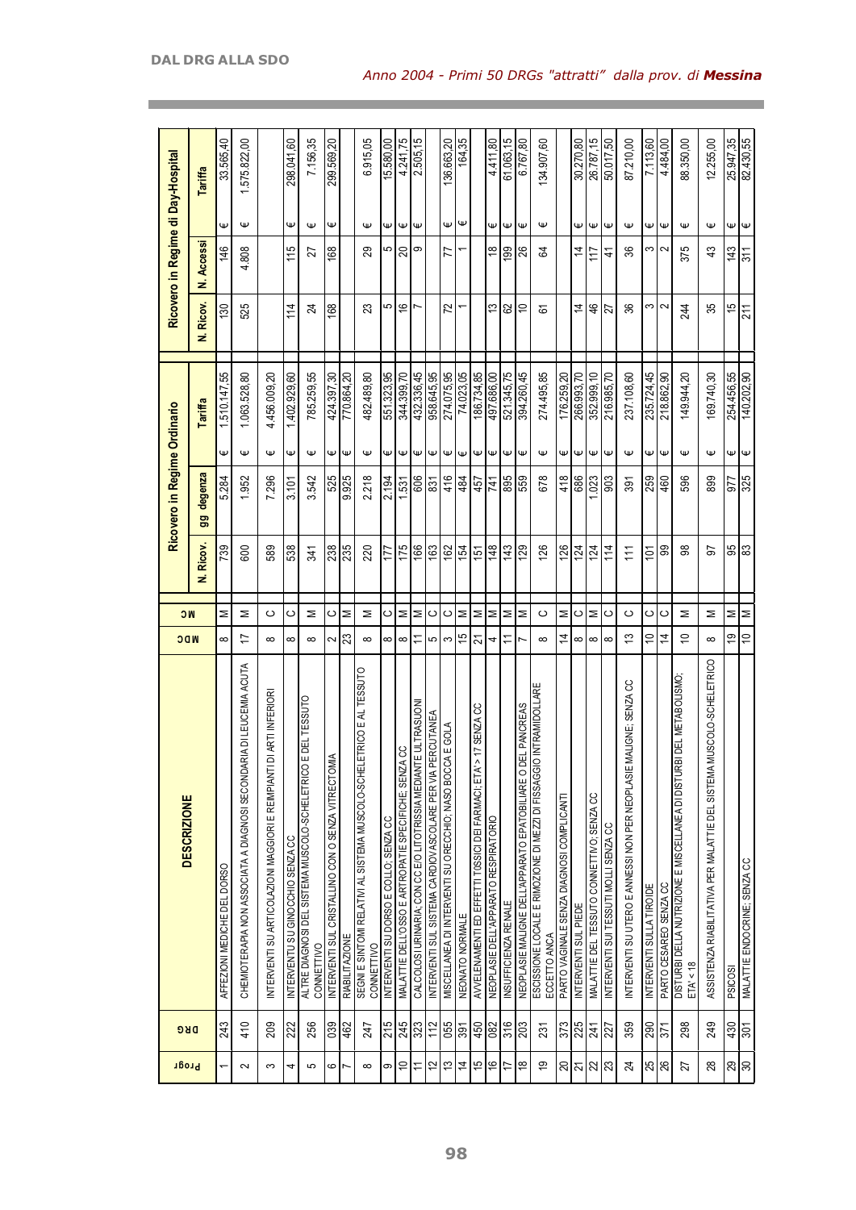## Anno 2004 - Primi 50 DRGs "attratti" dalla prov. di **Messina**

| Progr | DRG | DESCRIZIONE | MDC | M C | Ricovero in Regime Ordinario | | | Ricovero in Regime di Day-Hospital | | |
|---|---|---|---|---|---|---|---|---|---|---|
| | | | | | N. Ricov. | gg degenza | Tariffa | N. Ricov. | N. Accessi | Tariffa |
| 1 | 243 | AFFEZIONI MEDICHE DEL DORSO | 8 | M | 739 | 5.284 | € 1.510.147,55 | 130 | 146 | € 33.565,40 |
| 2 | 410 | CHEMIOTERAPIA NON ASSOCIATA A DIAGNOSI SECONDARIA DI LEUCEMIA ACUTA | 17 | M | 600 | 1.952 | € 1.063.528,80 | 525 | 4.808 | € 1.575.822,00 |
| 3 | 209 | INTERVENTI SU ARTICOLAZIONI MAGGIORI E REIMPIANTI DI ARTI INFERIORI | 8 | C | 589 | 7.296 | € 4.456.009,20 | | | |
| 4 | 222 | INTERVENTU SU GINOCCHIO SENZA CC | 8 | C | 538 | 3.101 | € 1.402.929,60 | 114 | 115 | € 298.041,60 |
| 5 | 256 | ALTRE DIAGNOSI DEL SISTEMA MUSCOLO-SCHELETRICO E DEL TESSUTO CONNETTIVO | 8 | M | 341 | 3.542 | € 785.259,55 | 24 | 27 | € 7.156,35 |
| 6 | 039 | INTERVENTI SUL CRISTALLINO CON O SENZA VITRECTOMIA | 2 | C | 238 | 525 | € 424.397,30 | 168 | 168 | € 299.569,20 |
| 7 | 462 | RIABILITAZIONE | 23 | M | 235 | 9.925 | € 770.864,20 | | | |
| 8 | 247 | SEGNI E SINTOMI RELATIVI AL SISTEMA MUSCOLO-SCHELETRICO E AL TESSUTO CONNETTIVO | 8 | M | 220 | 2.218 | € 482.489,80 | 23 | 29 | € 6.915,05 |
| 9 | 215 | INTERVENTI SU DORSO E COLLO; SENZA CC | 8 | C | 177 | 2.194 | € 551.323,95 | 5 | 5 | € 15.580,00 |
| 10 | 245 | MALATTIE DELL'OSSO E ARTROPATIE SPECIFICHE; SENZA CC | 8 | M | 175 | 1.531 | € 344.399,70 | 16 | 20 | € 4.241,75 |
| 11 | 323 | CALCOLOSI URINARIA; CON CC E/O LITOTRISSIA MEDIANTE ULTRASUONI | 11 | M | 166 | 606 | € 432.336,45 | 7 | 9 | € 2.505,15 |
| 12 | 112 | INTERVENTI SUL SISTEMA CARDIOVASCOLARE PER VIA PERCUTANEA | 5 | C | 163 | 831 | € 958.645,95 | | | |
| 13 | 055 | MISCELLANEA DI INTERVENTI SU ORECCHIO, NASO BOCCA E GOLA | 3 | C | 162 | 416 | € 274.075,95 | 72 | 77 | € 136.663,20 |
| 14 | 391 | NEONATO NORMALE | 15 | M | 154 | 484 | € 74.023,05 | 1 | 1 | € 164,35 |
| 15 | 450 | AVVELENAMENTI ED EFFETTI TOSSICI DEI FARMACI; ETA'> 17 SENZA CC | 21 | M | 151 | 457 | € 186.734,85 | | | |
| 16 | 082 | NEOPLASIE DELL'APPARATO RESPIRATORIO | 4 | M | 148 | 741 | € 497.686,00 | 13 | 18 | € 4.411,80 |
| 17 | 316 | INSUFFICIENZA RENALE | 11 | M | 143 | 895 | € 521.345,75 | 62 | 199 | € 61.063,15 |
| 18 | 203 | NEOPLASIE MALIGNE DELL'APPARATO EPATOBILIARE O DEL PANCREAS | 7 | M | 129 | 559 | € 394.260,45 | 10 | 26 | € 6.767,80 |
| 19 | 231 | ESCISSIONE LOCALE E RIMOZIONE DI MEZZI DI FISSAGGIO INTRAMIDOLLARE ECCETTO ANCA | 8 | C | 126 | 678 | € 274.495,85 | 61 | 64 | € 134.907,60 |
| 20 | 373 | PARTO VAGINALE SENZA DIAGNOSI COMPLICANTI | 14 | M | 126 | 418 | € 176.259,20 | | | |
| 21 | 225 | INTERVENTI SUL PIEDE | 8 | C | 124 | 686 | € 266.993,70 | 14 | 14 | € 30.270,80 |
| 22 | 241 | MALATTIE DEL TESSUTO CONNETTIVO; SENZA CC | 8 | M | 124 | 1.023 | € 352.999,10 | 46 | 117 | € 26.787,15 |
| 23 | 227 | INTERVENTI SUI TESSUTI MOLLI SENZA CC | 8 | C | 114 | 903 | € 216.985,70 | 27 | 41 | € 50.017,50 |
| 24 | 359 | INTERVENTI SU UTERO E ANNESSI NON PER NEOPLASIE MALIGNE; SENZA CC | 13 | C | 111 | 391 | € 237.108,60 | 36 | 36 | € 87.210,00 |
| 25 | 290 | INTERVENTI SULLA TIROIDE | 10 | C | 101 | 259 | € 235.724,45 | 3 | 3 | € 7.113,60 |
| 26 | 371 | PARTO CESAREO SENZA CC | 14 | C | 99 | 460 | € 218.862,90 | 2 | 2 | € 4.484,00 |
| 27 | 298 | DISTURBI DELLA NUTRIZIONE E MISCELLANEA DI DISTURBI DEL METABOLISMO; ETA' < 18 | 10 | M | 98 | 596 | € 149.944,20 | 244 | 375 | € 88.350,00 |
| 28 | 249 | ASSISTENZA RIABILITATIVA PER MALATTIE DEL SISTEMA MUSCOLO-SCHELETRICO | 8 | M | 97 | 899 | € 169.740,30 | 35 | 43 | € 12.255,00 |
| 29 | 430 | PSICOSI | 19 | M | 95 | 977 | € 254.456,55 | 15 | 143 | € 25.947,35 |
| 30 | 301 | MALATTIE ENDOCRINE; SENZA CC | 10 | M | 83 | 325 | € 140.202,90 | 211 | 311 | € 82.430,55 |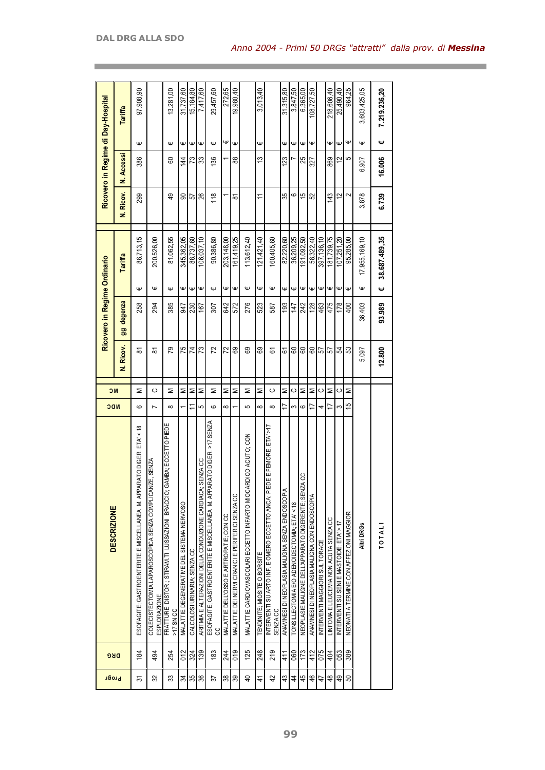*Anno 2004 - Primi 50 DRGs "attratti" dalla prov. di **Messina***

| Progr | DRG | DESCRIZIONE | MDC | M C | Ricovero in Regime Ordinario | | | Ricovero in Regime di Day-Hospital | | |
|---|---|---|---|---|---|---|---|---|---|---|
| | | | | | N. Ricov. | gg degenza | Tariffa | N. Ricov. | N. Accessi | Tariffa |
| 31 | 184 | ESOFAGITE, GASTROENTERITE E MISCELLANEA M. APPARATO DIGER. ETA' < 18 | 6 | M | 81 | 258 | € 86.713,15 | 299 | 386 | € 97.908,90 |
| 32 | 494 | COLECISTECTOMIA LAPAROSCOPICA SENZA COMPLICANZE, SENZA ESPLORAZIONE | 7 | C | 81 | 294 | € 200.526,00 | | | |
| 33 | 254 | FRATTURE; DISTOR.; STIRAM.TI LUSSAZIONI BRACCIO; GAMBA; ECCETTO PIEDE >17 SN CC | 8 | M | 79 | 385 | € 81.062,55 | 49 | 60 | € 13.281,00 |
| 34 | 012 | MALATTIE DEGENERATIVE DEL SISTEMA NERVOSO | 1 | M | 75 | 947 | € 345.362,05 | 90 | 144 | € 31.737,60 |
| 35 | 324 | CALCOLOSI URINARIA; SENZA CC | 11 | M | 74 | 230 | € 88.737,60 | 57 | 73 | € 15.184,80 |
| 36 | 139 | ARITMIA E ALTERAZIONI DELLA CONDUZIONE CARDIACA; SENZA CC | 5 | M | 73 | 167 | € 106.037,10 | 26 | 33 | € 7.417,60 |
| 37 | 183 | ESOFAGITE; GASTROENTERITE E MISCELLANEA M. APPARATO DIGER. >17 SENZA CC | 6 | M | 72 | 307 | € 90.386,80 | 118 | 136 | € 29.457,60 |
| 38 | 244 | MALATTIE DELL'OSSO E ARTROPATIE; CON CC | 8 | M | 72 | 642 | € 203.148,00 | 1 | 1 | € 272,65 |
| 39 | 019 | MALATTIE DEI NERVI CRANICI E PERIFERICI SENZA CC | 1 | M | 69 | 572 | € 161.419,25 | 81 | 88 | € 19.980,40 |
| 40 | 125 | MALATTIE CARDIOVASCOLARI ECCETTO INFARTO MIOCARDICO ACUTO; CON | 5 | M | 69 | 276 | € 113.612,40 | | | |
| 41 | 248 | TENDINITE; MIOSITE O BORSITE | 8 | M | 69 | 523 | € 121.421,40 | 11 | 13 | € 3.013,40 |
| 42 | 219 | INTERVENTI SU ARTO INF. E OMERO ECCETTO ANCA; PIEDE E FEMORE, ETA' >17 SENZA CC | 8 | C | 61 | 587 | € 160.405,60 | | | |
| 43 | 411 | ANAMNESI DI NEOPLASIA MALIGNA SENZA ENDOSCOPIA | 17 | M | 61 | 193 | € 82.220,60 | 35 | 123 | € 31.315,80 |
| 44 | 060 | TONSILLECTOMIA E/O ADENOIDECTOMIA; ETA' <18 | 3 | C | 60 | 147 | € 36.209,25 | 6 | 7 | € 3.847,50 |
| 45 | 173 | NEOPLASIE MALIGNE DELL'APPARATO DIGERENTE; SENZA CC | 6 | M | 60 | 242 | € 191.092,50 | 15 | 25 | € 6.365,00 |
| 46 | 412 | ANAMNESI DI NEOPLASIA MALIGNA CON ENDOSCOPIA | 17 | M | 60 | 128 | € 58.322,40 | 52 | 327 | € 108.727,50 |
| 47 | 075 | INTERVENTI MAGGIORI SUL TORACE | 4 | C | 57 | 463 | € 397.136,10 | | | |
| 48 | 404 | LINFOMA E LEUCEMIA NON ACUTA SENZA CC | 17 | M | 57 | 475 | € 181.739,75 | 143 | 869 | € 218.606,40 |
| 49 | 053 | INTERVENTI SU SENI E MASTOIDE; ETA' > 17 | 3 | C | 54 | 178 | € 107.251,20 | 12 | 12 | € 25.490,40 |
| 50 | 389 | NEONATI A TERMINE CON AFFEZIONI MAGGIORI | 15 | M | 53 | 400 | € 95.285,00 | 2 | 5 | € 964,25 |
| | | **Altri DRGs** | | | 5.097 | 36.403 | € 17.955.169,10 | 3.878 | 6.907 | € 3.603.425,05 |
| | | **T O T A L I** | | | **12.800** | **93.989** | **€ 38.687.489,35** | **6.739** | **16.006** | **€ 7.219.236,20** |